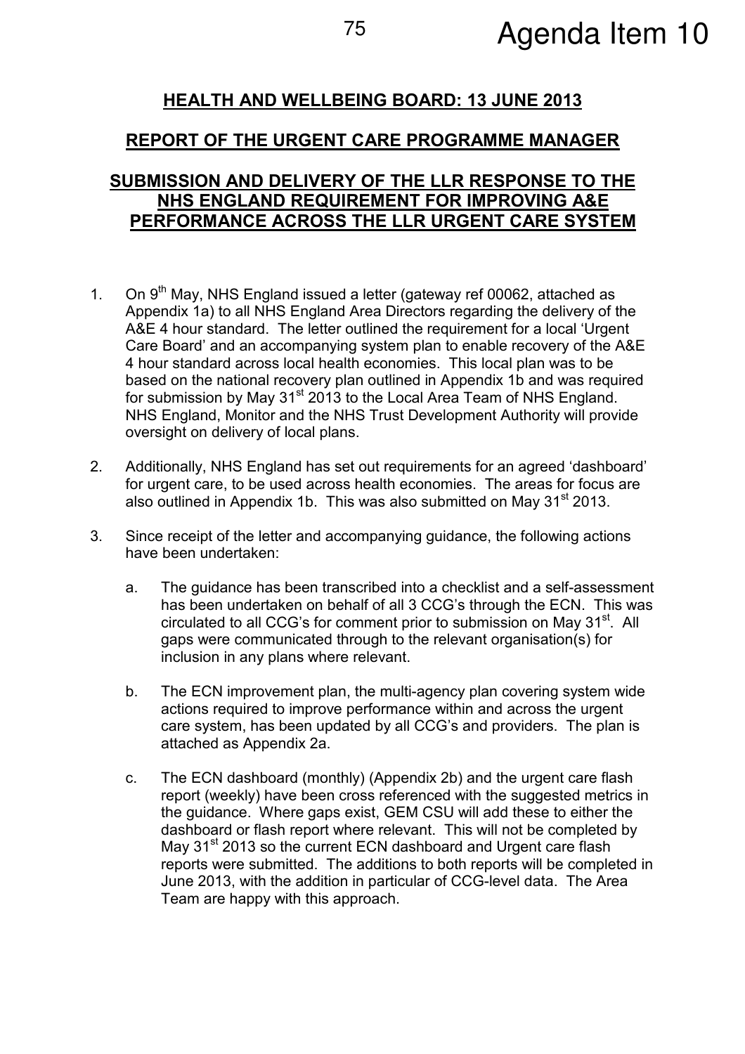Agenda Item 10

## HEALTH AND WELLBEING BOARD: 13 JUNE 2013

## REPORT OF THE URGENT CARE PROGRAMME MANAGER

## SUBMISSION AND DELIVERY OF THE LLR RESPONSE TO THE NHS ENGLAND REQUIREMENT FOR IMPROVING A&E PERFORMANCE ACROSS THE LLR URGENT CARE SYSTEM

1. On 9th May, NHS England issued a letter (gateway ref 00062, attached as Appendix 1a) to all NHS England Area Directors regarding the delivery of the A&E 4 hour standard. The letter outlined the requirement for a local 'Urgent Care Board' and an accompanying system plan to enable recovery of the A&E 4 hour standard across local health economies. This local plan was to be based on the national recovery plan outlined in Appendix 1b and was required for submission by May 31st 2013 to the Local Area Team of NHS England. NHS England, Monitor and the NHS Trust Development Authority will provide oversight on delivery of local plans.

2. Additionally, NHS England has set out requirements for an agreed 'dashboard' for urgent care, to be used across health economies. The areas for focus are also outlined in Appendix 1b. This was also submitted on May 31st 2013.

3. Since receipt of the letter and accompanying guidance, the following actions have been undertaken:

   a. The guidance has been transcribed into a checklist and a self-assessment has been undertaken on behalf of all 3 CCG's through the ECN. This was circulated to all CCG's for comment prior to submission on May 31st. All gaps were communicated through to the relevant organisation(s) for inclusion in any plans where relevant.

   b. The ECN improvement plan, the multi-agency plan covering system wide actions required to improve performance within and across the urgent care system, has been updated by all CCG's and providers. The plan is attached as Appendix 2a.

   c. The ECN dashboard (monthly) (Appendix 2b) and the urgent care flash report (weekly) have been cross referenced with the suggested metrics in the guidance. Where gaps exist, GEM CSU will add these to either the dashboard or flash report where relevant. This will not be completed by May 31st 2013 so the current ECN dashboard and Urgent care flash reports were submitted. The additions to both reports will be completed in June 2013, with the addition in particular of CCG-level data. The Area Team are happy with this approach.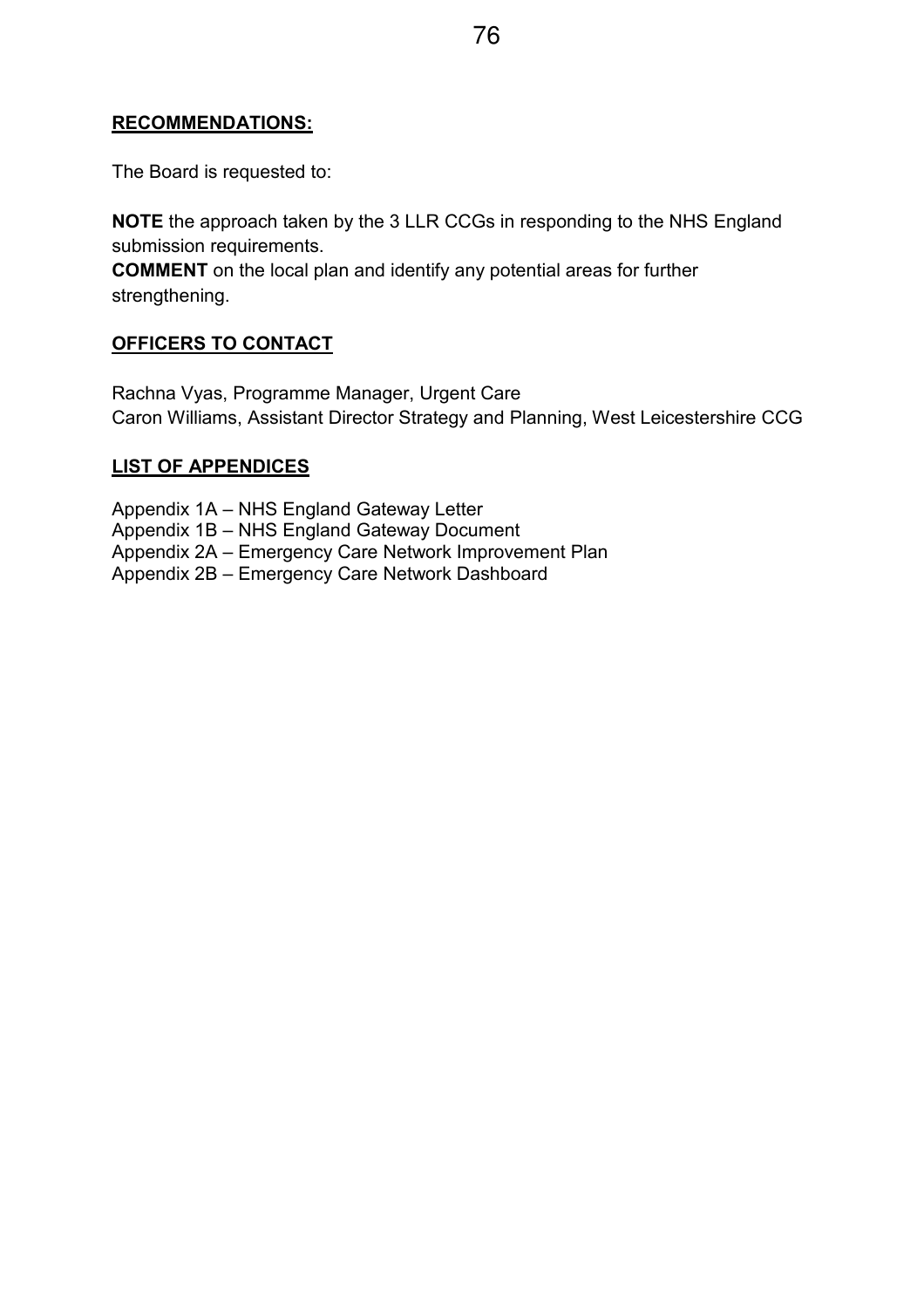**RECOMMENDATIONS:**

The Board is requested to:

**NOTE** the approach taken by the 3 LLR CCGs in responding to the NHS England submission requirements.
**COMMENT** on the local plan and identify any potential areas for further strengthening.

**OFFICERS TO CONTACT**

Rachna Vyas, Programme Manager, Urgent Care
Caron Williams, Assistant Director Strategy and Planning, West Leicestershire CCG

**LIST OF APPENDICES**

Appendix 1A – NHS England Gateway Letter
Appendix 1B – NHS England Gateway Document
Appendix 2A – Emergency Care Network Improvement Plan
Appendix 2B – Emergency Care Network Dashboard